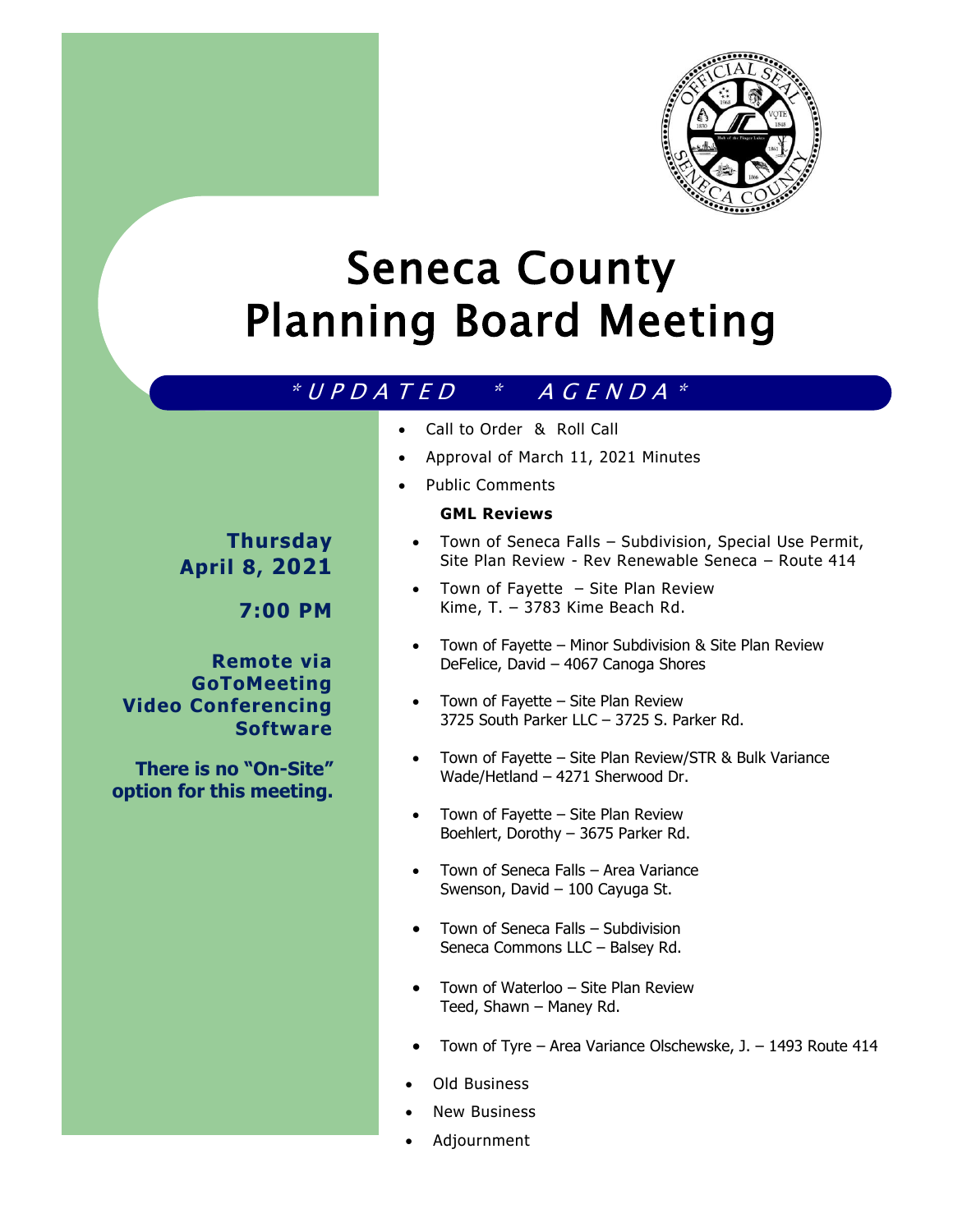# Seneca County Planning Board Meeting

## \*UPDATED \* AGENDA\*

**Thursday April 8, 2021**

**7:00 PM**

**Remote via GoToMeeting Video Conferencing Software**

**There is no "On-Site" option for this meeting.**

- Call to Order & Roll Call
- Approval of March 11, 2021 Minutes
- Public Comments

**GML Reviews**

- Town of Seneca Falls – Subdivision, Special Use Permit, Site Plan Review - Rev Renewable Seneca – Route 414
- Town of Fayette – Site Plan Review
  Kime, T. – 3783 Kime Beach Rd.
- Town of Fayette – Minor Subdivision & Site Plan Review
  DeFelice, David – 4067 Canoga Shores
- Town of Fayette – Site Plan Review
  3725 South Parker LLC – 3725 S. Parker Rd.
- Town of Fayette – Site Plan Review/STR & Bulk Variance
  Wade/Hetland – 4271 Sherwood Dr.
- Town of Fayette – Site Plan Review
  Boehlert, Dorothy – 3675 Parker Rd.
- Town of Seneca Falls – Area Variance
  Swenson, David – 100 Cayuga St.
- Town of Seneca Falls – Subdivision
  Seneca Commons LLC – Balsey Rd.
- Town of Waterloo – Site Plan Review
  Teed, Shawn – Maney Rd.
- Town of Tyre – Area Variance Olschewske, J. – 1493 Route 414

- Old Business
- New Business
- Adjournment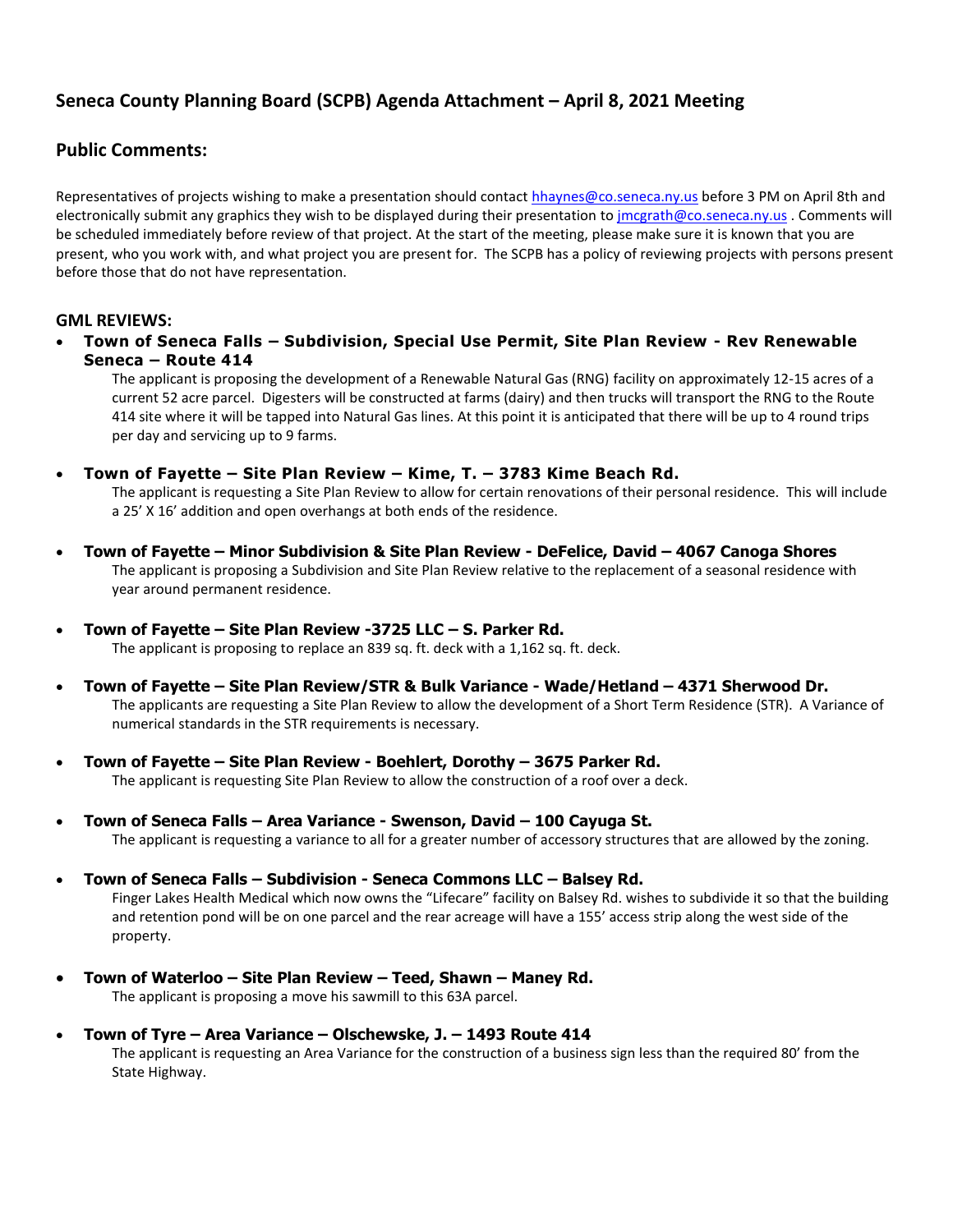## Seneca County Planning Board (SCPB) Agenda Attachment – April 8, 2021 Meeting

### Public Comments:

Representatives of projects wishing to make a presentation should contact hhaynes@co.seneca.ny.us before 3 PM on April 8th and electronically submit any graphics they wish to be displayed during their presentation to jmcgrath@co.seneca.ny.us . Comments will be scheduled immediately before review of that project. At the start of the meeting, please make sure it is known that you are present, who you work with, and what project you are present for. The SCPB has a policy of reviewing projects with persons present before those that do not have representation.

#### GML REVIEWS:

- **Town of Seneca Falls – Subdivision, Special Use Permit, Site Plan Review - Rev Renewable Seneca – Route 414**

  The applicant is proposing the development of a Renewable Natural Gas (RNG) facility on approximately 12-15 acres of a current 52 acre parcel. Digesters will be constructed at farms (dairy) and then trucks will transport the RNG to the Route 414 site where it will be tapped into Natural Gas lines. At this point it is anticipated that there will be up to 4 round trips per day and servicing up to 9 farms.

- **Town of Fayette – Site Plan Review – Kime, T. – 3783 Kime Beach Rd.**

  The applicant is requesting a Site Plan Review to allow for certain renovations of their personal residence. This will include a 25' X 16' addition and open overhangs at both ends of the residence.

- **Town of Fayette – Minor Subdivision & Site Plan Review - DeFelice, David – 4067 Canoga Shores**

  The applicant is proposing a Subdivision and Site Plan Review relative to the replacement of a seasonal residence with year around permanent residence.

- **Town of Fayette – Site Plan Review -3725 LLC – S. Parker Rd.**

  The applicant is proposing to replace an 839 sq. ft. deck with a 1,162 sq. ft. deck.

- **Town of Fayette – Site Plan Review/STR & Bulk Variance - Wade/Hetland – 4371 Sherwood Dr.**

  The applicants are requesting a Site Plan Review to allow the development of a Short Term Residence (STR). A Variance of numerical standards in the STR requirements is necessary.

- **Town of Fayette – Site Plan Review - Boehlert, Dorothy – 3675 Parker Rd.**

  The applicant is requesting Site Plan Review to allow the construction of a roof over a deck.

- **Town of Seneca Falls – Area Variance - Swenson, David – 100 Cayuga St.**

  The applicant is requesting a variance to all for a greater number of accessory structures that are allowed by the zoning.

- **Town of Seneca Falls – Subdivision - Seneca Commons LLC – Balsey Rd.**

  Finger Lakes Health Medical which now owns the "Lifecare" facility on Balsey Rd. wishes to subdivide it so that the building and retention pond will be on one parcel and the rear acreage will have a 155' access strip along the west side of the property.

- **Town of Waterloo – Site Plan Review – Teed, Shawn – Maney Rd.**

  The applicant is proposing a move his sawmill to this 63A parcel.

- **Town of Tyre – Area Variance – Olschewske, J. – 1493 Route 414**

  The applicant is requesting an Area Variance for the construction of a business sign less than the required 80' from the State Highway.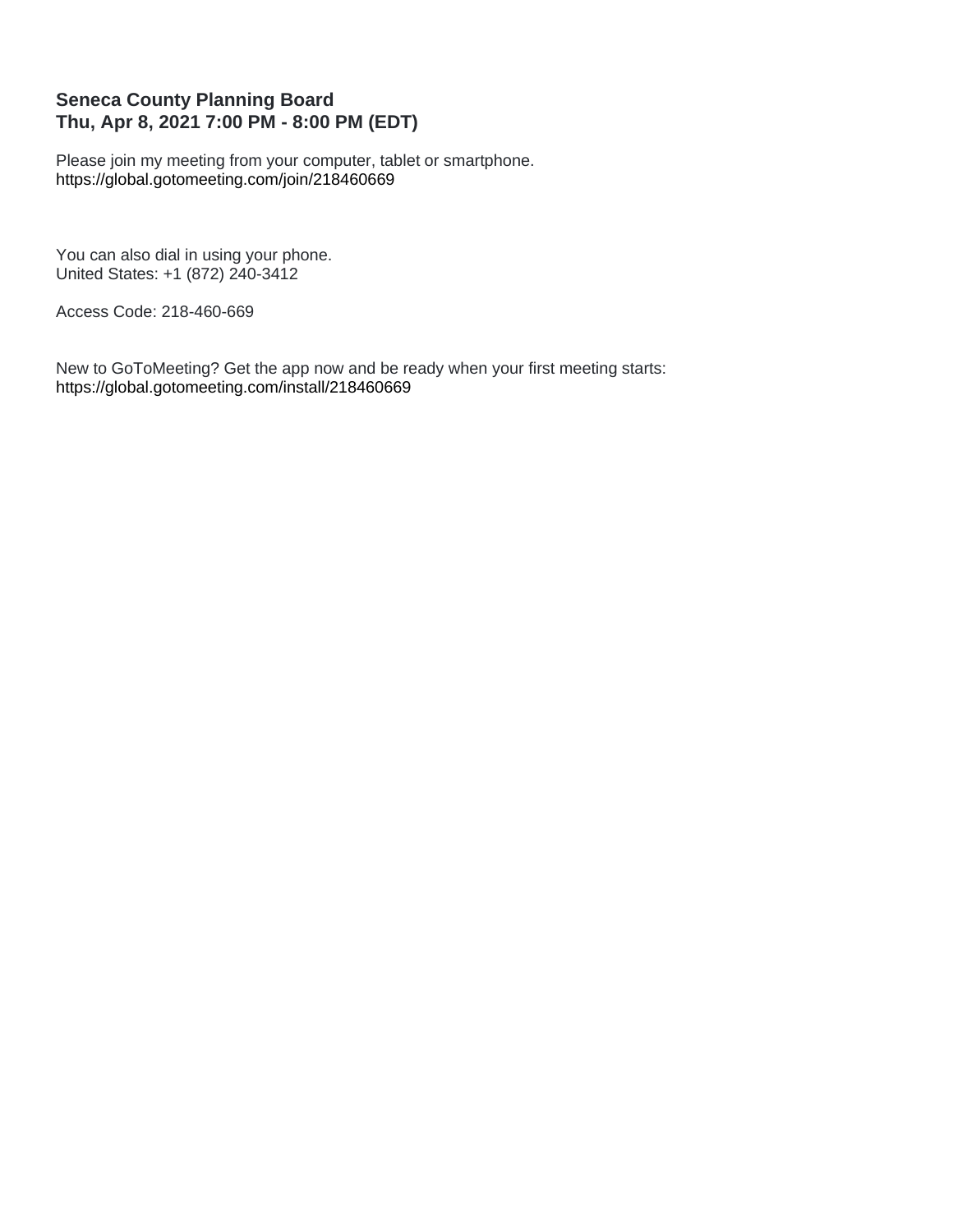**Seneca County Planning Board**
**Thu, Apr 8, 2021 7:00 PM - 8:00 PM (EDT)**

Please join my meeting from your computer, tablet or smartphone.
https://global.gotomeeting.com/join/218460669

You can also dial in using your phone.
United States: +1 (872) 240-3412

Access Code: 218-460-669

New to GoToMeeting? Get the app now and be ready when your first meeting starts:
https://global.gotomeeting.com/install/218460669